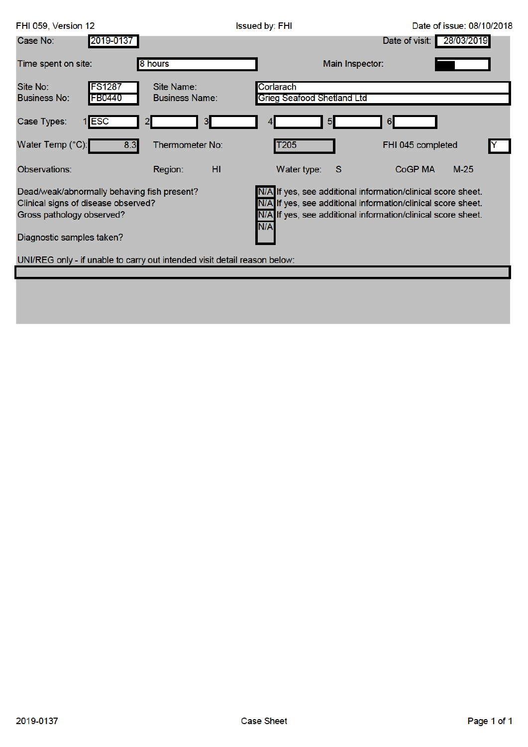FHI 059, Version 12 | Issued by: FHI | Date of issue: 08/10/2018

**Case No:** 2019-0137

**Date of visit:** 28/03/2019

**Time spent on site:** 8 hours

**Main Inspector:**

**Site No:** FS1287

**Site Name:** Corlarach

**Business No:** FB0440

**Business Name:** Grieg Seafood Shetland Ltd

**Case Types:** 1 ESC 2 3 4 5 6

**Water Temp (°C):** 8.3

**Thermometer No:** T205

**FHI 045 completed:** Y

**Observations:**

**Region:** HI

**Water type:** S

**CoGP MA:** M-25

| Question | Answer | Note |
|---|---|---|
| Dead/weak/abnormally behaving fish present? | N/A | If yes, see additional information/clinical score sheet. |
| Clinical signs of disease observed? | N/A | If yes, see additional information/clinical score sheet. |
| Gross pathology observed? | N/A | If yes, see additional information/clinical score sheet. |
| Diagnostic samples taken? | N/A | |

UNI/REG only - if unable to carry out intended visit detail reason below:

2019-0137 | Case Sheet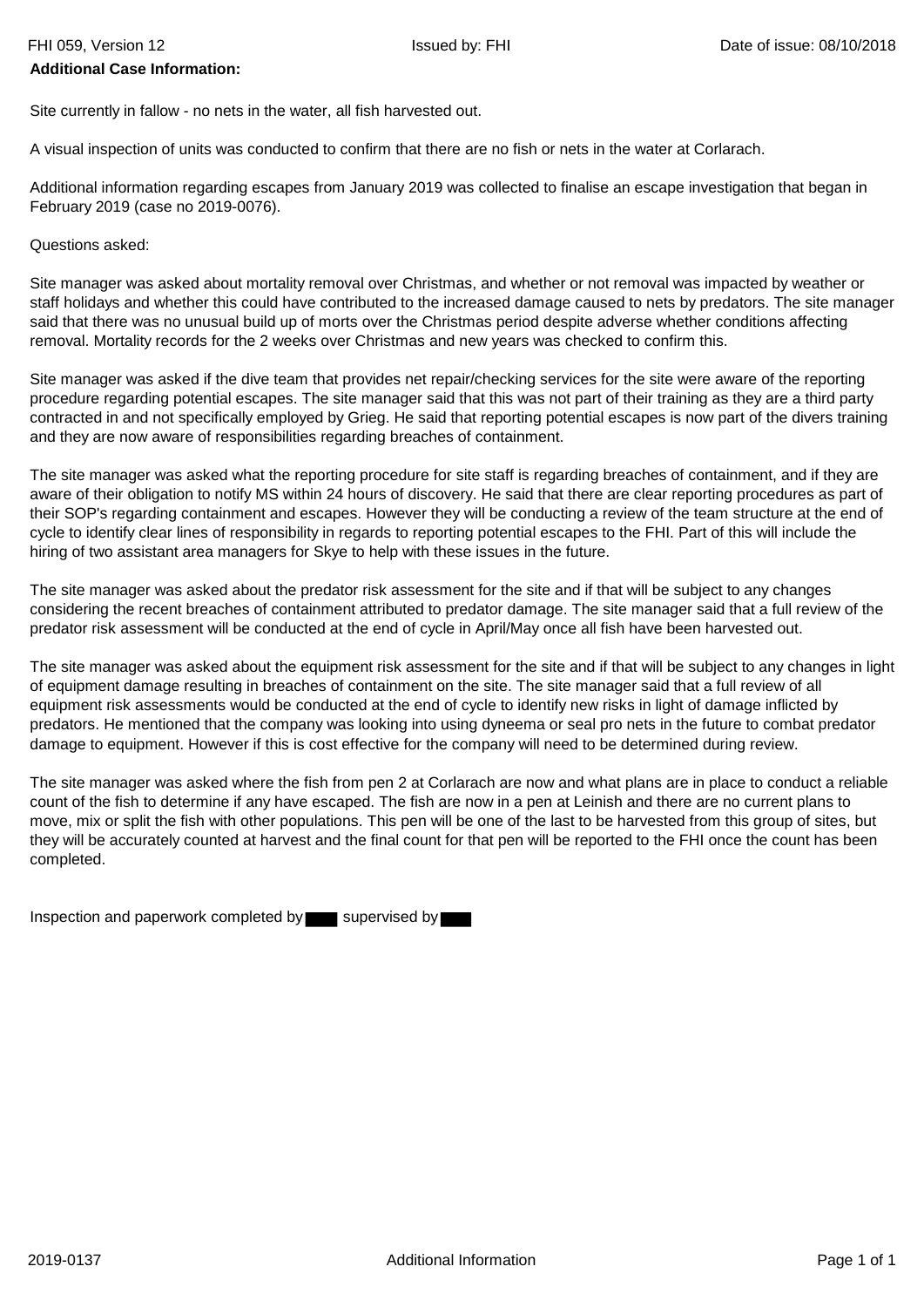**Additional Case Information:**

Site currently in fallow - no nets in the water, all fish harvested out.

A visual inspection of units was conducted to confirm that there are no fish or nets in the water at Corlarach.

Additional information regarding escapes from January 2019 was collected to finalise an escape investigation that began in February 2019 (case no 2019-0076).

Questions asked:

Site manager was asked about mortality removal over Christmas, and whether or not removal was impacted by weather or staff holidays and whether this could have contributed to the increased damage caused to nets by predators. The site manager said that there was no unusual build up of morts over the Christmas period despite adverse whether conditions affecting removal. Mortality records for the 2 weeks over Christmas and new years was checked to confirm this.

Site manager was asked if the dive team that provides net repair/checking services for the site were aware of the reporting procedure regarding potential escapes. The site manager said that this was not part of their training as they are a third party contracted in and not specifically employed by Grieg. He said that reporting potential escapes is now part of the divers training and they are now aware of responsibilities regarding breaches of containment.

The site manager was asked what the reporting procedure for site staff is regarding breaches of containment, and if they are aware of their obligation to notify MS within 24 hours of discovery. He said that there are clear reporting procedures as part of their SOP's regarding containment and escapes. However they will be conducting a review of the team structure at the end of cycle to identify clear lines of responsibility in regards to reporting potential escapes to the FHI. Part of this will include the hiring of two assistant area managers for Skye to help with these issues in the future.

The site manager was asked about the predator risk assessment for the site and if that will be subject to any changes considering the recent breaches of containment attributed to predator damage. The site manager said that a full review of the predator risk assessment will be conducted at the end of cycle in April/May once all fish have been harvested out.

The site manager was asked about the equipment risk assessment for the site and if that will be subject to any changes in light of equipment damage resulting in breaches of containment on the site. The site manager said that a full review of all equipment risk assessments would be conducted at the end of cycle to identify new risks in light of damage inflicted by predators. He mentioned that the company was looking into using dyneema or seal pro nets in the future to combat predator damage to equipment. However if this is cost effective for the company will need to be determined during review.

The site manager was asked where the fish from pen 2 at Corlarach are now and what plans are in place to conduct a reliable count of the fish to determine if any have escaped. The fish are now in a pen at Leinish and there are no current plans to move, mix or split the fish with other populations. This pen will be one of the last to be harvested from this group of sites, but they will be accurately counted at harvest and the final count for that pen will be reported to the FHI once the count has been completed.

Inspection and paperwork completed by ███ supervised by ███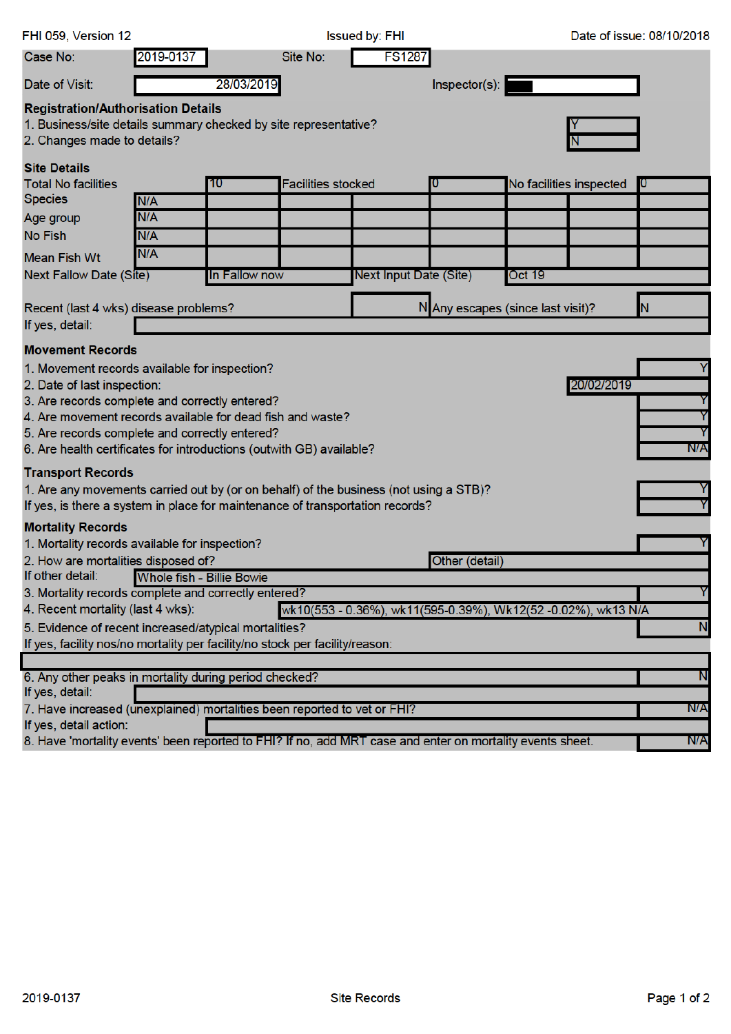FHI 059, Version 12 | Issued by: FHI | Date of issue: 08/10/2018

| | | | |
|---|---|---|---|
| Case No: | 2019-0137 | Site No: | FS1287 |
| Date of Visit: | 28/03/2019 | Inspector(s): | ███ |

### Registration/Authorisation Details

| | |
|---|---|
| 1. Business/site details summary checked by site representative? | Y |
| 2. Changes made to details? | N |

### Site Details

| | | | | | | | |
|---|---|---|---|---|---|---|---|
| Total No facilities | | 10 | Facilities stocked | 0 | No facilities inspected | | 0 |
| Species | N/A | | | | | | |
| Age group | N/A | | | | | | |
| No Fish | N/A | | | | | | |
| Mean Fish Wt | N/A | | | | | | |
| Next Fallow Date (Site) | | In Fallow now | Next Input Date (Site) | | Oct 19 | | |

| | | | |
|---|---|---|---|
| Recent (last 4 wks) disease problems? | N | Any escapes (since last visit)? | N |
| If yes, detail: | | | |

### Movement Records

| | |
|---|---|
| 1. Movement records available for inspection? | Y |
| 2. Date of last inspection: | 20/02/2019 |
| 3. Are records complete and correctly entered? | Y |
| 4. Are movement records available for dead fish and waste? | Y |
| 5. Are records complete and correctly entered? | Y |
| 6. Are health certificates for introductions (outwith GB) available? | N/A |

### Transport Records

| | |
|---|---|
| 1. Are any movements carried out by (or on behalf) of the business (not using a STB)? | Y |
| If yes, is there a system in place for maintenance of transportation records? | Y |

### Mortality Records

| | |
|---|---|
| 1. Mortality records available for inspection? | Y |
| 2. How are mortalities disposed of? | Other (detail) |
| If other detail: | Whole fish - Billie Bowie |
| 3. Mortality records complete and correctly entered? | Y |
| 4. Recent mortality (last 4 wks): | wk10(553 - 0.36%), wk11(595-0.39%), Wk12(52 -0.02%), wk13 N/A |
| 5. Evidence of recent increased/atypical mortalities? | N |
| If yes, facility nos/no mortality per facility/no stock per facility/reason: | |
| 6. Any other peaks in mortality during period checked? | N |
| If yes, detail: | |
| 7. Have increased (unexplained) mortalities been reported to vet or FHI? | N/A |
| If yes, detail action: | |
| 8. Have 'mortality events' been reported to FHI? If no, add MRT case and enter on mortality events sheet. | N/A |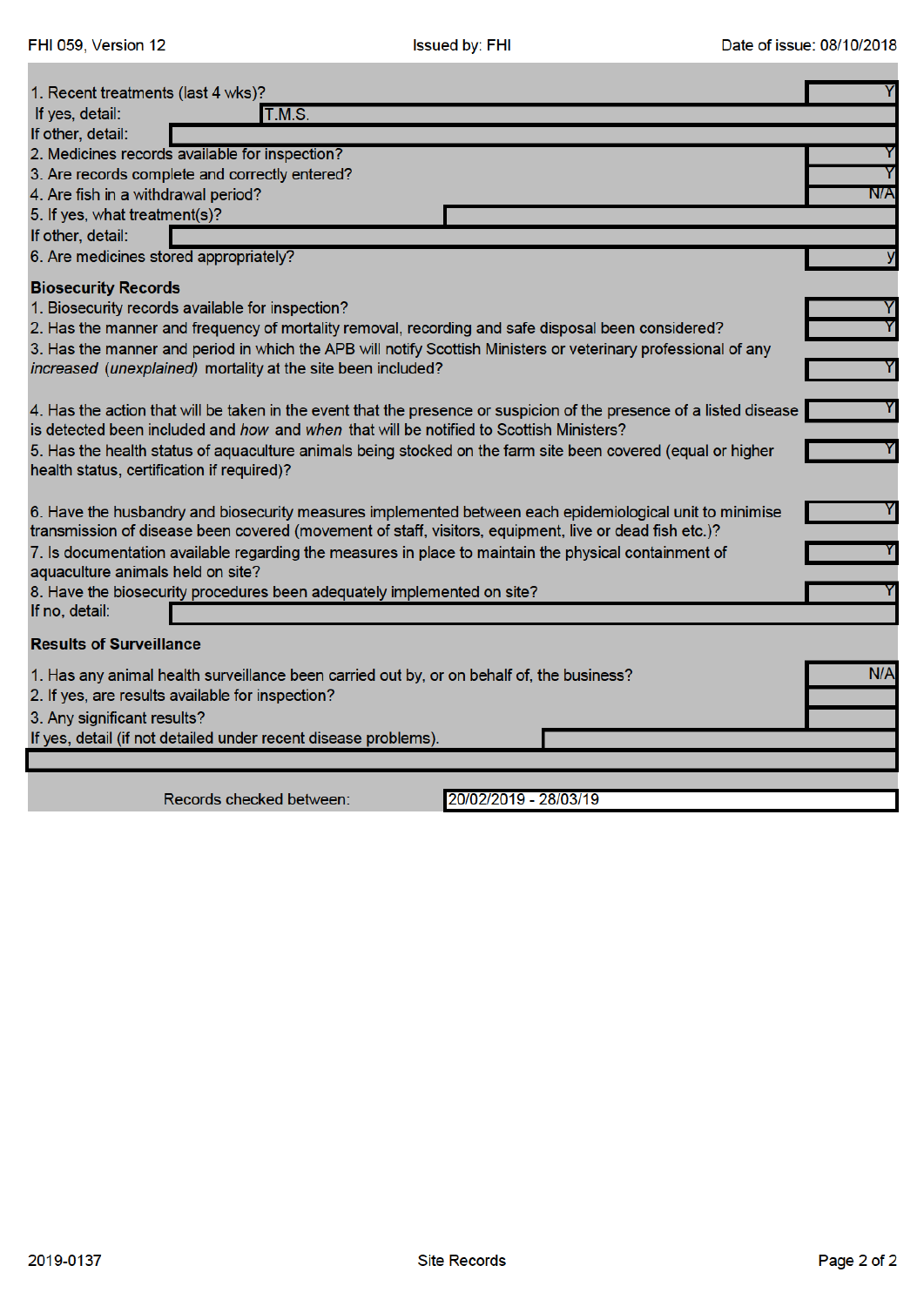| Question | Response |
| --- | --- |
| 1. Recent treatments (last 4 wks)? | Y |
| If yes, detail: | T.M.S. |
| If other, detail: | |
| 2. Medicines records available for inspection? | Y |
| 3. Are records complete and correctly entered? | Y |
| 4. Are fish in a withdrawal period? | N/A |
| 5. If yes, what treatment(s)? | |
| If other, detail: | |
| 6. Are medicines stored appropriately? | y |

**Biosecurity Records**

| Question | Response |
| --- | --- |
| 1. Biosecurity records available for inspection? | Y |
| 2. Has the manner and frequency of mortality removal, recording and safe disposal been considered? | Y |
| 3. Has the manner and period in which the APB will notify Scottish Ministers or veterinary professional of any *increased* *(unexplained)* mortality at the site been included? | Y |
| 4. Has the action that will be taken in the event that the presence or suspicion of the presence of a listed disease is detected been included and *how* and *when* that will be notified to Scottish Ministers? | Y |
| 5. Has the health status of aquaculture animals being stocked on the farm site been covered (equal or higher health status, certification if required)? | Y |
| 6. Have the husbandry and biosecurity measures implemented between each epidemiological unit to minimise transmission of disease been covered (movement of staff, visitors, equipment, live or dead fish etc.)? | Y |
| 7. Is documentation available regarding the measures in place to maintain the physical containment of aquaculture animals held on site? | Y |
| 8. Have the biosecurity procedures been adequately implemented on site? | Y |
| If no, detail: | |

**Results of Surveillance**

| Question | Response |
| --- | --- |
| 1. Has any animal health surveillance been carried out by, or on behalf of, the business? | N/A |
| 2. If yes, are results available for inspection? | |
| 3. Any significant results? | |
| If yes, detail (if not detailed under recent disease problems). | |

Records checked between: 20/02/2019 - 28/03/19

2019-0137

Site Records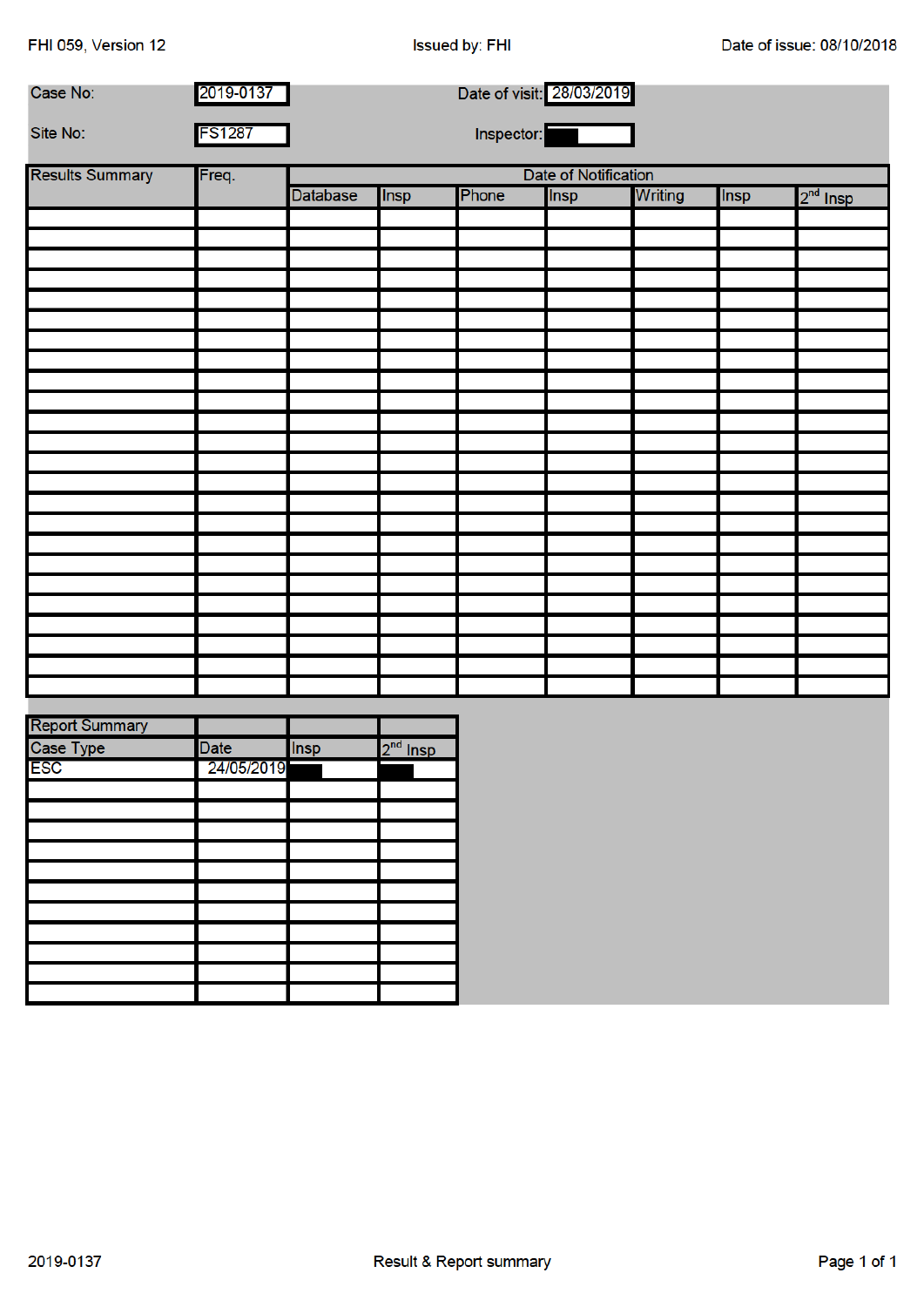| Case No: | 2019-0137 | Date of visit: | 28/03/2019 |
|---|---|---|---|
| Site No: | FS1287 | Inspector: | ███ |

| Results Summary | Freq. | Date of Notification | | | | | | |
|---|---|---|---|---|---|---|---|---|
| | | Database | Insp | Phone | Insp | Writing | Insp | 2nd Insp |
| | | | | | | | | |
| | | | | | | | | |
| | | | | | | | | |
| | | | | | | | | |
| | | | | | | | | |
| | | | | | | | | |
| | | | | | | | | |
| | | | | | | | | |
| | | | | | | | | |
| | | | | | | | | |
| | | | | | | | | |
| | | | | | | | | |
| | | | | | | | | |
| | | | | | | | | |
| | | | | | | | | |
| | | | | | | | | |
| | | | | | | | | |
| | | | | | | | | |
| | | | | | | | | |
| | | | | | | | | |
| | | | | | | | | |
| | | | | | | | | |
| | | | | | | | | |
| | | | | | | | | |

| Report Summary | | | |
|---|---|---|---|
| Case Type | Date | Insp | 2nd Insp |
| ESC | 24/05/2019 | ███ | ███ |
| | | | |
| | | | |
| | | | |
| | | | |
| | | | |
| | | | |
| | | | |
| | | | |
| | | | |
| | | | |
| | | | |

Result & Report summary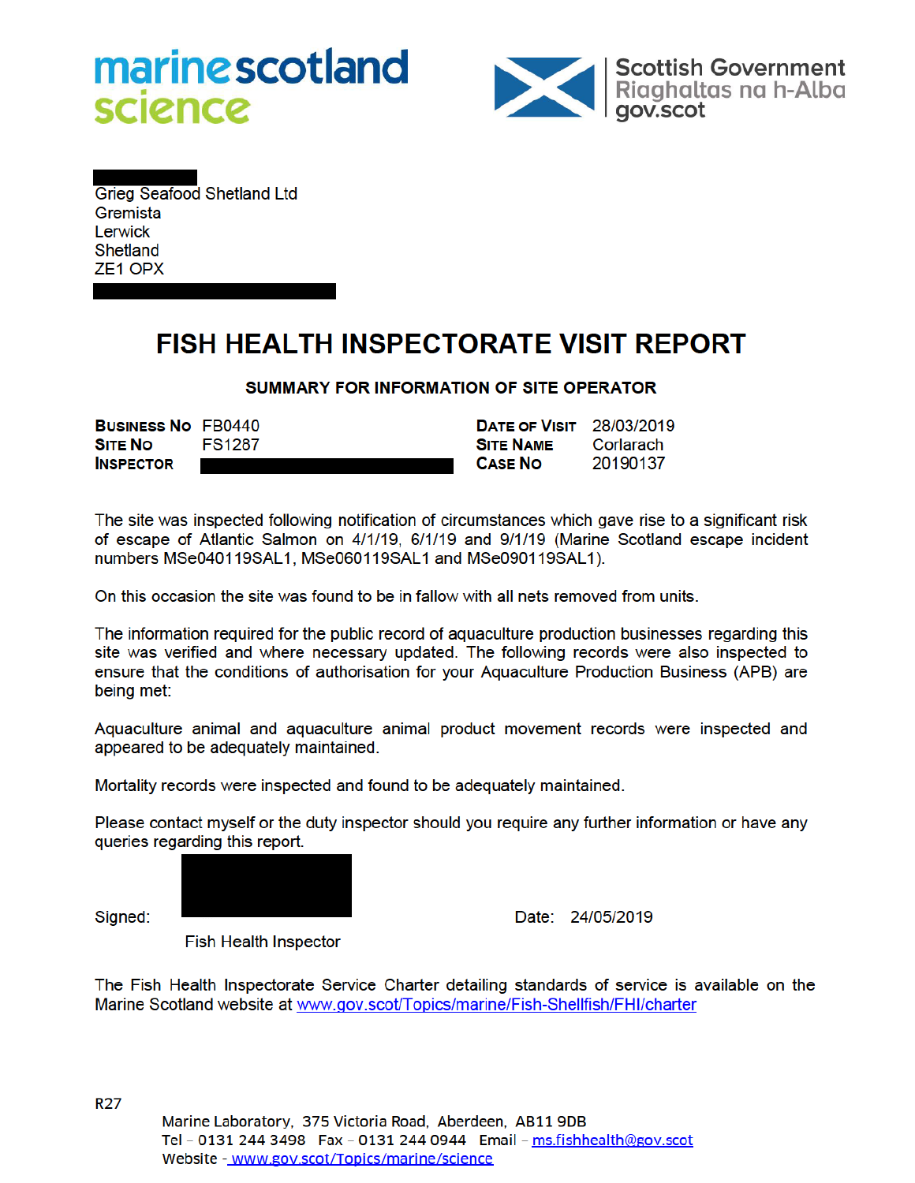marine scotland science

Scottish Government
Riaghaltas na h-Alba
gov.scot

Grieg Seafood Shetland Ltd
Gremista
Lerwick
Shetland
ZE1 OPX

# FISH HEALTH INSPECTORATE VISIT REPORT

**SUMMARY FOR INFORMATION OF SITE OPERATOR**

| | | | |
|---|---|---|---|
| **Business No** | FB0440 | **Date of Visit** | 28/03/2019 |
| **Site No** | FS1287 | **Site Name** | Corlarach |
| **Inspector** | | **Case No** | 20190137 |

The site was inspected following notification of circumstances which gave rise to a significant risk of escape of Atlantic Salmon on 4/1/19, 6/1/19 and 9/1/19 (Marine Scotland escape incident numbers MSe040119SAL1, MSe060119SAL1 and MSe090119SAL1).

On this occasion the site was found to be in fallow with all nets removed from units.

The information required for the public record of aquaculture production businesses regarding this site was verified and where necessary updated. The following records were also inspected to ensure that the conditions of authorisation for your Aquaculture Production Business (APB) are being met:

Aquaculture animal and aquaculture animal product movement records were inspected and appeared to be adequately maintained.

Mortality records were inspected and found to be adequately maintained.

Please contact myself or the duty inspector should you require any further information or have any queries regarding this report.

Signed:

Fish Health Inspector

Date: 24/05/2019

The Fish Health Inspectorate Service Charter detailing standards of service is available on the Marine Scotland website at [www.gov.scot/Topics/marine/Fish-Shellfish/FHI/charter](www.gov.scot/Topics/marine/Fish-Shellfish/FHI/charter)

R27

Marine Laboratory, 375 Victoria Road, Aberdeen, AB11 9DB
Tel – 0131 244 3498 Fax – 0131 244 0944 Email – ms.fishhealth@gov.scot
Website – www.gov.scot/Topics/marine/science